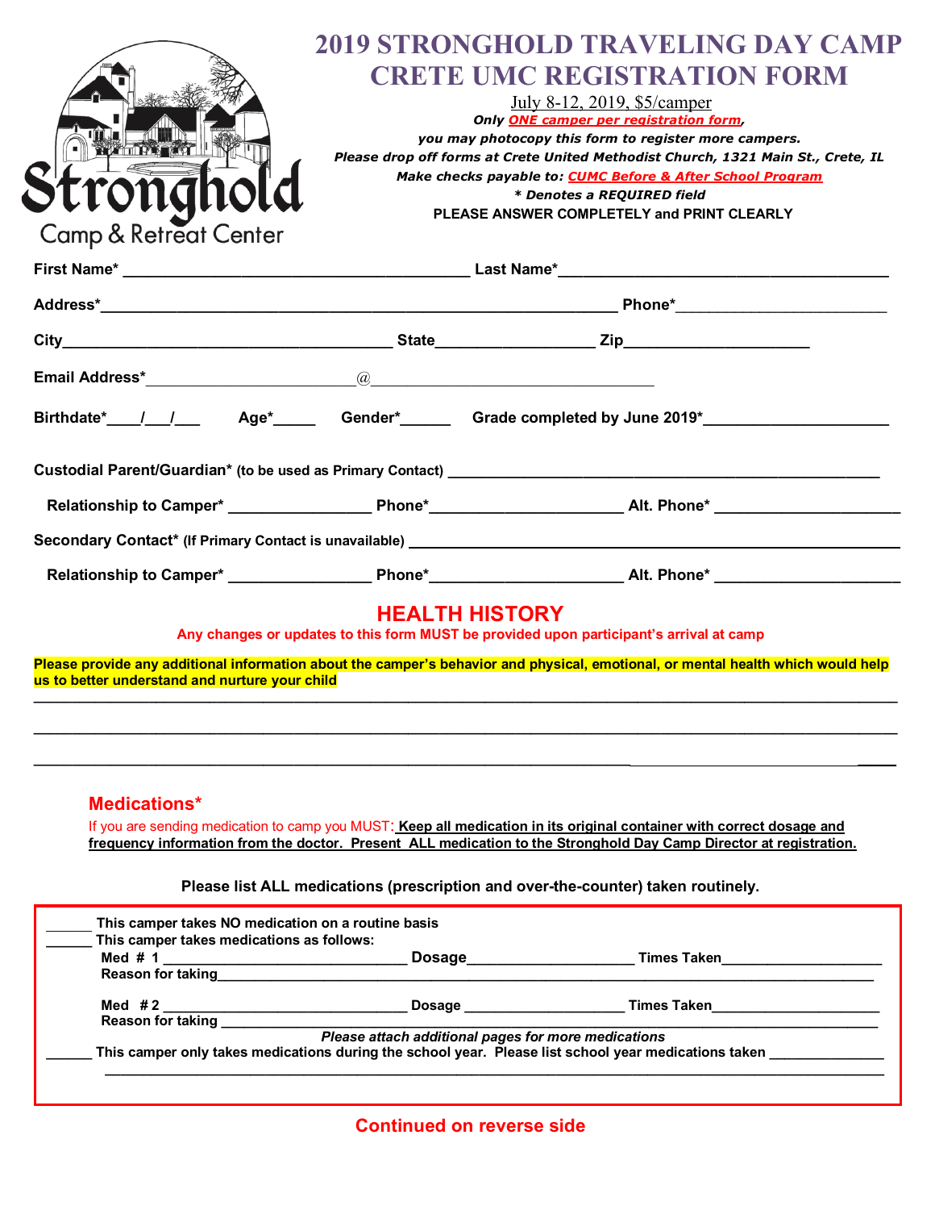Stronghold
Camp & Retreat Center

# 2019 STRONGHOLD TRAVELING DAY CAMP CRETE UMC REGISTRATION FORM

July 8-12, 2019, $5/camper

***Only ONE camper per registration form,***

***you may photocopy this form to register more campers.***

***Please drop off forms at Crete United Methodist Church, 1321 Main St., Crete, IL***

***Make checks payable to: CUMC Before & After School Program***

***\* Denotes a REQUIRED field***

**PLEASE ANSWER COMPLETELY and PRINT CLEARLY**

**First Name\*** ________________________________________ **Last Name\***______________________________________

**Address\***____________________________________________________________ **Phone\***________________________

**City**_____________________________________ **State**__________________ **Zip**_____________________

**Email Address\***________________________@________________________________

**Birthdate\***____/___/___ **Age\***_____ **Gender\***______ **Grade completed by June 2019\***____________________

**Custodial Parent/Guardian\* (to be used as Primary Contact)** __________________________________________________

**Relationship to Camper\*** _______________ **Phone\***_____________________ **Alt. Phone\*** _____________________

**Secondary Contact\* (If Primary Contact is unavailable)** ______________________________________________________

**Relationship to Camper\*** _______________ **Phone\***_____________________ **Alt. Phone\*** _____________________

## HEALTH HISTORY

**Any changes or updates to this form MUST be provided upon participant's arrival at camp**

**Please provide any additional information about the camper's behavior and physical, emotional, or mental health which would help us to better understand and nurture your child**

______________________________________________________________________________________________

______________________________________________________________________________________________

______________________________________________________________________________________________

### Medications*

If you are sending medication to camp you MUST: **Keep all medication in its original container with correct dosage and frequency information from the doctor. Present ALL medication to the Stronghold Day Camp Director at registration.**

**Please list ALL medications (prescription and over-the-counter) taken routinely.**

______ **This camper takes NO medication on a routine basis**

______ **This camper takes medications as follows:**

**Med # 1** _____________________________ **Dosage**___________________ **Times Taken**___________________

**Reason for taking**_________________________________________________________________________________

**Med # 2** _____________________________ **Dosage** ___________________ **Times Taken**___________________

**Reason for taking** _________________________________________________________________________________

*Please attach additional pages for more medications*

______ **This camper only takes medications during the school year. Please list school year medications taken** _____________

______________________________________________________________________________________________

**Continued on reverse side**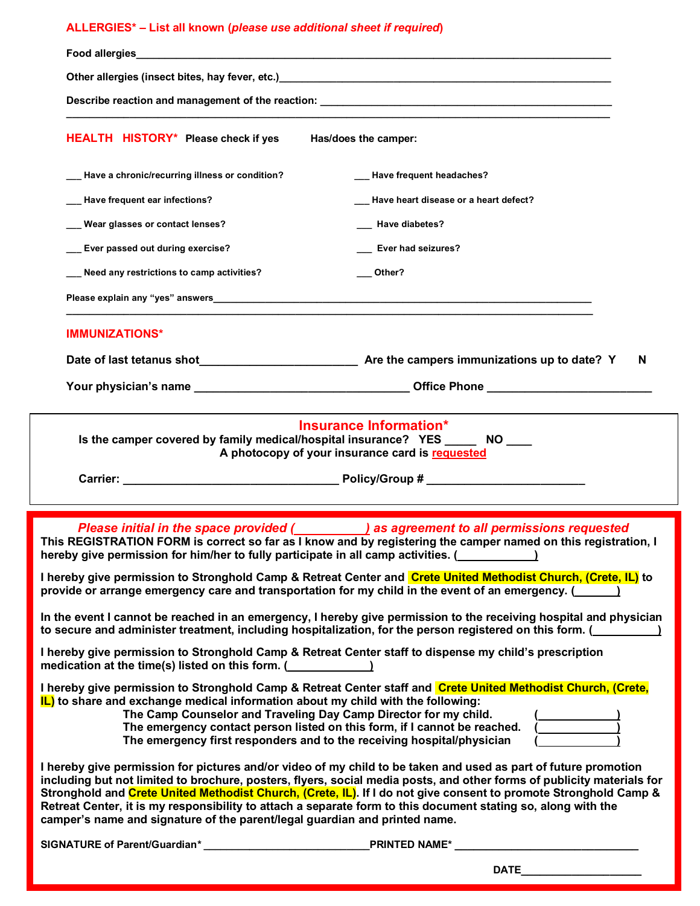**ALLERGIES\* – List all known (*please use additional sheet if required*)**

**Food allergies**\_\_\_\_\_\_\_\_\_\_\_\_\_\_\_\_\_\_\_\_\_\_\_\_\_\_\_\_\_\_\_\_\_\_\_\_\_\_\_\_\_\_\_\_\_\_\_\_\_\_\_\_\_\_\_\_\_\_\_\_\_\_\_\_\_\_\_\_\_\_\_\_\_\_\_\_

**Other allergies (insect bites, hay fever, etc.)**\_\_\_\_\_\_\_\_\_\_\_\_\_\_\_\_\_\_\_\_\_\_\_\_\_\_\_\_\_\_\_\_\_\_\_\_\_\_\_\_\_\_\_\_\_\_\_\_\_\_\_\_\_\_\_\_

**Describe reaction and management of the reaction:** \_\_\_\_\_\_\_\_\_\_\_\_\_\_\_\_\_\_\_\_\_\_\_\_\_\_\_\_\_\_\_\_\_\_\_\_\_\_\_\_\_\_\_\_\_\_\_\_\_\_
\_\_\_\_\_\_\_\_\_\_\_\_\_\_\_\_\_\_\_\_\_\_\_\_\_\_\_\_\_\_\_\_\_\_\_\_\_\_\_\_\_\_\_\_\_\_\_\_\_\_\_\_\_\_\_\_\_\_\_\_\_\_\_\_\_\_\_\_\_\_\_\_\_\_\_\_\_\_\_\_\_\_\_\_\_\_\_\_

**HEALTH HISTORY\*** **Please check if yes** **Has/does the camper:**

\_\_\_ **Have a chronic/recurring illness or condition?**

\_\_\_ **Have frequent ear infections?**

\_\_\_ **Wear glasses or contact lenses?**

\_\_\_ **Ever passed out during exercise?**

\_\_\_ **Need any restrictions to camp activities?**

\_\_\_ **Have frequent headaches?**

\_\_\_ **Have heart disease or a heart defect?**

\_\_\_ **Have diabetes?**

\_\_\_ **Ever had seizures?**

\_\_\_ **Other?**

**Please explain any "yes" answers**\_\_\_\_\_\_\_\_\_\_\_\_\_\_\_\_\_\_\_\_\_\_\_\_\_\_\_\_\_\_\_\_\_\_\_\_\_\_\_\_\_\_\_\_\_\_\_\_\_\_\_\_\_\_\_\_\_\_\_\_\_\_\_\_\_\_\_\_\_\_\_
\_\_\_\_\_\_\_\_\_\_\_\_\_\_\_\_\_\_\_\_\_\_\_\_\_\_\_\_\_\_\_\_\_\_\_\_\_\_\_\_\_\_\_\_\_\_\_\_\_\_\_\_\_\_\_\_\_\_\_\_\_\_\_\_\_\_\_\_\_\_\_\_\_\_\_\_\_\_\_\_\_\_\_\_\_\_\_\_

**IMMUNIZATIONS\***

**Date of last tetanus shot**\_\_\_\_\_\_\_\_\_\_\_\_\_\_\_\_\_\_\_\_\_\_\_\_\_ **Are the campers immunizations up to date? Y N**

**Your physician's name** \_\_\_\_\_\_\_\_\_\_\_\_\_\_\_\_\_\_\_\_\_\_\_\_\_\_\_\_\_\_\_\_\_\_ **Office Phone** \_\_\_\_\_\_\_\_\_\_\_\_\_\_\_\_\_\_\_\_\_\_\_\_\_\_

## Insurance Information\*

**Is the camper covered by family medical/hospital insurance? YES \_\_\_\_\_ NO \_\_\_\_**

**A photocopy of your insurance card is requested**

**Carrier:** \_\_\_\_\_\_\_\_\_\_\_\_\_\_\_\_\_\_\_\_\_\_\_\_\_\_\_\_\_\_\_\_\_\_ **Policy/Group #** \_\_\_\_\_\_\_\_\_\_\_\_\_\_\_\_\_\_\_\_\_\_\_\_\_

***Please initial in the space provided (\_\_\_\_\_\_\_\_\_\_\_) as agreement to all permissions requested***

**This REGISTRATION FORM is correct so far as I know and by registering the camper named on this registration, I hereby give permission for him/her to fully participate in all camp activities. (\_\_\_\_\_\_\_\_\_\_\_\_)**

**I hereby give permission to Stronghold Camp & Retreat Center and Crete United Methodist Church, (Crete, IL) to provide or arrange emergency care and transportation for my child in the event of an emergency. (\_\_\_\_\_\_\_)**

**In the event I cannot be reached in an emergency, I hereby give permission to the receiving hospital and physician to secure and administer treatment, including hospitalization, for the person registered on this form. (\_\_\_\_\_\_\_\_\_\_\_)**

**I hereby give permission to Stronghold Camp & Retreat Center staff to dispense my child's prescription medication at the time(s) listed on this form. (\_\_\_\_\_\_\_\_\_\_\_\_\_)**

**I hereby give permission to Stronghold Camp & Retreat Center staff and Crete United Methodist Church, (Crete, IL) to share and exchange medical information about my child with the following:**

**The Camp Counselor and Traveling Day Camp Director for my child. (\_\_\_\_\_\_\_\_\_\_\_\_\_)**
**The emergency contact person listed on this form, if I cannot be reached. (\_\_\_\_\_\_\_\_\_\_\_\_\_)**
**The emergency first responders and to the receiving hospital/physician (\_\_\_\_\_\_\_\_\_\_\_\_\_)**

**I hereby give permission for pictures and/or video of my child to be taken and used as part of future promotion including but not limited to brochure, posters, flyers, social media posts, and other forms of publicity materials for Stronghold and Crete United Methodist Church, (Crete, IL). If I do not give consent to promote Stronghold Camp & Retreat Center, it is my responsibility to attach a separate form to this document stating so, along with the camper's name and signature of the parent/legal guardian and printed name.**

**SIGNATURE of Parent/Guardian\*** \_\_\_\_\_\_\_\_\_\_\_\_\_\_\_\_\_\_\_\_\_\_\_\_\_\_\_\_**PRINTED NAME\*** \_\_\_\_\_\_\_\_\_\_\_\_\_\_\_\_\_\_\_\_\_\_\_\_\_\_\_\_\_\_\_\_

**DATE**\_\_\_\_\_\_\_\_\_\_\_\_\_\_\_\_\_\_\_\_